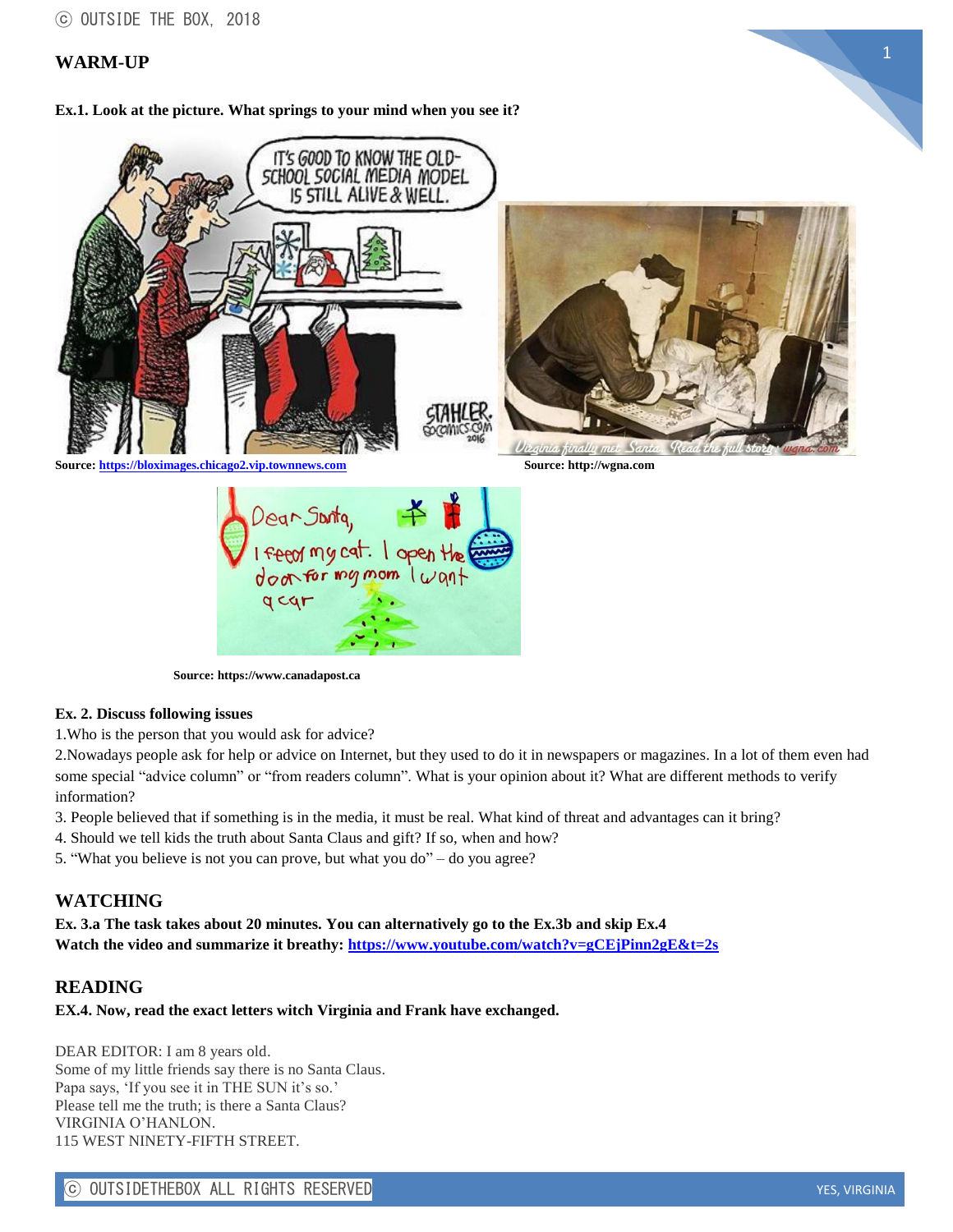## WARM-UP

**Ex.1. Look at the picture. What springs to your mind when you see it?**

Source: [https://bloximages.chicago2.vip.townnews.com](https://bloximages.chicago2.vip.townnews.com)

Source: http://wgna.com

Source: https://www.canadapost.ca

**Ex. 2. Discuss following issues**

1.Who is the person that you would ask for advice?

2.Nowadays people ask for help or advice on Internet, but they used to do it in newspapers or magazines. In a lot of them even had some special "advice column" or "from readers column". What is your opinion about it? What are different methods to verify information?

3. People believed that if something is in the media, it must be real. What kind of threat and advantages can it bring?

4. Should we tell kids the truth about Santa Claus and gift? If so, when and how?

5. "What you believe is not you can prove, but what you do" – do you agree?

## WATCHING

**Ex. 3.a The task takes about 20 minutes. You can alternatively go to the Ex.3b and skip Ex.4**
**Watch the video and summarize it breathy: [https://www.youtube.com/watch?v=gCEjPinn2gE&t=2s](https://www.youtube.com/watch?v=gCEjPinn2gE&t=2s)**

## READING

**EX.4. Now, read the exact letters witch Virginia and Frank have exchanged.**

DEAR EDITOR: I am 8 years old.
Some of my little friends say there is no Santa Claus.
Papa says, 'If you see it in THE SUN it's so.'
Please tell me the truth; is there a Santa Claus?
VIRGINIA O'HANLON.
115 WEST NINETY-FIFTH STREET.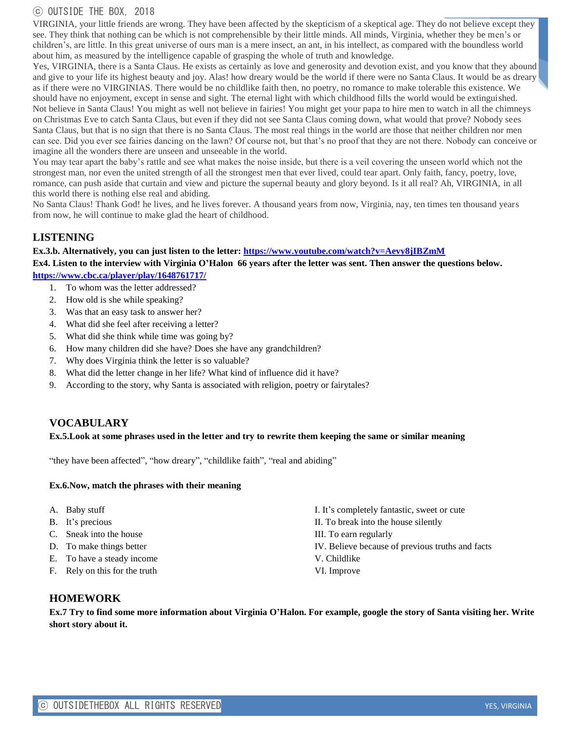VIRGINIA, your little friends are wrong. They have been affected by the skepticism of a skeptical age. They do not believe except they see. They think that nothing can be which is not comprehensible by their little minds. All minds, Virginia, whether they be men's or children's, are little. In this great universe of ours man is a mere insect, an ant, in his intellect, as compared with the boundless world about him, as measured by the intelligence capable of grasping the whole of truth and knowledge.

Yes, VIRGINIA, there is a Santa Claus. He exists as certainly as love and generosity and devotion exist, and you know that they abound and give to your life its highest beauty and joy. Alas! how dreary would be the world if there were no Santa Claus. It would be as dreary as if there were no VIRGINIAS. There would be no childlike faith then, no poetry, no romance to make tolerable this existence. We should have no enjoyment, except in sense and sight. The eternal light with which childhood fills the world would be extinguished.

Not believe in Santa Claus! You might as well not believe in fairies! You might get your papa to hire men to watch in all the chimneys on Christmas Eve to catch Santa Claus, but even if they did not see Santa Claus coming down, what would that prove? Nobody sees Santa Claus, but that is no sign that there is no Santa Claus. The most real things in the world are those that neither children nor men can see. Did you ever see fairies dancing on the lawn? Of course not, but that's no proof that they are not there. Nobody can conceive or imagine all the wonders there are unseen and unseeable in the world.

You may tear apart the baby's rattle and see what makes the noise inside, but there is a veil covering the unseen world which not the strongest man, nor even the united strength of all the strongest men that ever lived, could tear apart. Only faith, fancy, poetry, love, romance, can push aside that curtain and view and picture the supernal beauty and glory beyond. Is it all real? Ah, VIRGINIA, in all this world there is nothing else real and abiding.

No Santa Claus! Thank God! he lives, and he lives forever. A thousand years from now, Virginia, nay, ten times ten thousand years from now, he will continue to make glad the heart of childhood.

## LISTENING

**Ex.3.b. Alternatively, you can just listen to the letter: [https://www.youtube.com/watch?v=Aevy8jIBZmM](https://www.youtube.com/watch?v=Aevy8jIBZmM)**

**Ex4. Listen to the interview with Virginia O'Halon 66 years after the letter was sent. Then answer the questions below.**
**[https://www.cbc.ca/player/play/1648761717/](https://www.cbc.ca/player/play/1648761717/)**

1. To whom was the letter addressed?
2. How old is she while speaking?
3. Was that an easy task to answer her?
4. What did she feel after receiving a letter?
5. What did she think while time was going by?
6. How many children did she have? Does she have any grandchildren?
7. Why does Virginia think the letter is so valuable?
8. What did the letter change in her life? What kind of influence did it have?
9. According to the story, why Santa is associated with religion, poetry or fairytales?

## VOCABULARY

**Ex.5.Look at some phrases used in the letter and try to rewrite them keeping the same or similar meaning**

"they have been affected", "how dreary", "childlike faith", "real and abiding"

**Ex.6.Now, match the phrases with their meaning**

A. Baby stuff
B. It's precious
C. Sneak into the house
D. To make things better
E. To have a steady income
F. Rely on this for the truth

I. It's completely fantastic, sweet or cute
II. To break into the house silently
III. To earn regularly
IV. Believe because of previous truths and facts
V. Childlike
VI. Improve

## HOMEWORK

**Ex.7 Try to find some more information about Virginia O'Halon. For example, google the story of Santa visiting her. Write short story about it.**